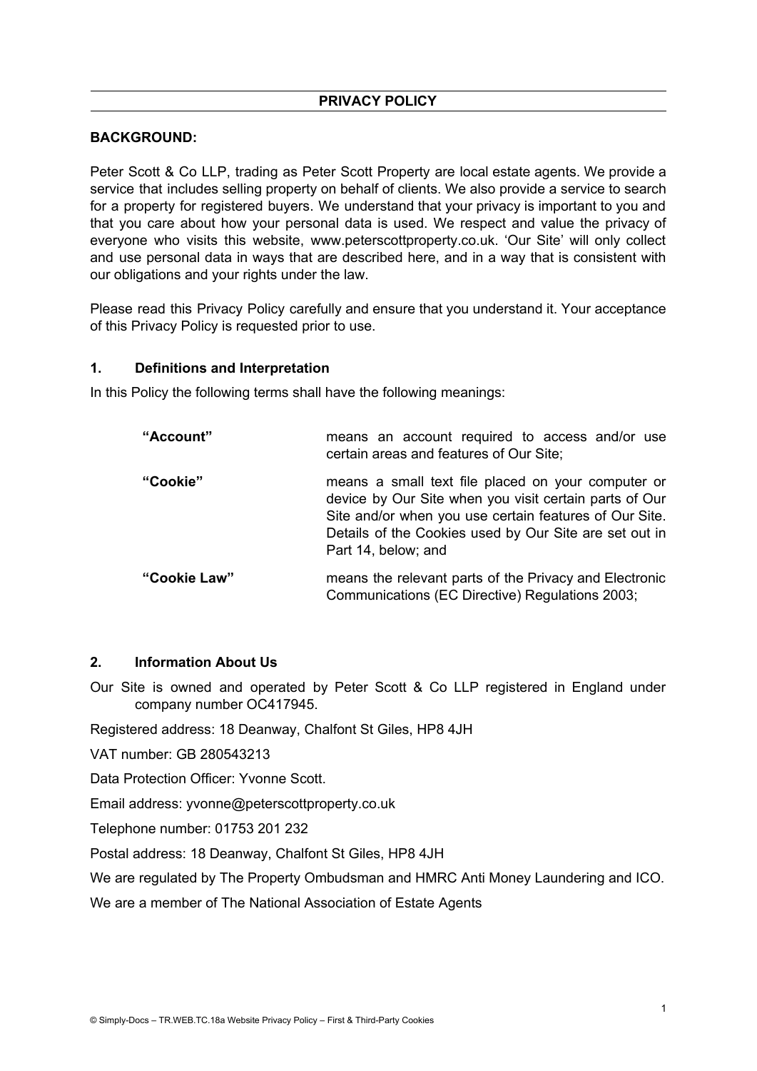# PRIVACY POLICY

**BACKGROUND:**

Peter Scott & Co LLP, trading as Peter Scott Property are local estate agents. We provide a service that includes selling property on behalf of clients. We also provide a service to search for a property for registered buyers. We understand that your privacy is important to you and that you care about how your personal data is used. We respect and value the privacy of everyone who visits this website, www.peterscottproperty.co.uk. 'Our Site' will only collect and use personal data in ways that are described here, and in a way that is consistent with our obligations and your rights under the law.

Please read this Privacy Policy carefully and ensure that you understand it. Your acceptance of this Privacy Policy is requested prior to use.

## 1. Definitions and Interpretation

In this Policy the following terms shall have the following meanings:

| | |
|---|---|
| **"Account"** | means an account required to access and/or use certain areas and features of Our Site; |
| **"Cookie"** | means a small text file placed on your computer or device by Our Site when you visit certain parts of Our Site and/or when you use certain features of Our Site. Details of the Cookies used by Our Site are set out in Part 14, below; and |
| **"Cookie Law"** | means the relevant parts of the Privacy and Electronic Communications (EC Directive) Regulations 2003; |

## 2. Information About Us

Our Site is owned and operated by Peter Scott & Co LLP registered in England under company number OC417945.

Registered address: 18 Deanway, Chalfont St Giles, HP8 4JH

VAT number: GB 280543213

Data Protection Officer: Yvonne Scott.

Email address: yvonne@peterscottproperty.co.uk

Telephone number: 01753 201 232

Postal address: 18 Deanway, Chalfont St Giles, HP8 4JH

We are regulated by The Property Ombudsman and HMRC Anti Money Laundering and ICO.

We are a member of The National Association of Estate Agents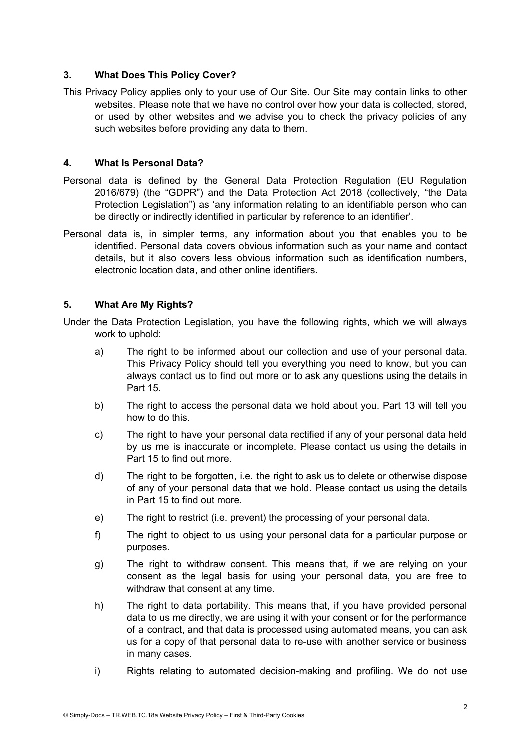## 3. What Does This Policy Cover?

This Privacy Policy applies only to your use of Our Site. Our Site may contain links to other websites. Please note that we have no control over how your data is collected, stored, or used by other websites and we advise you to check the privacy policies of any such websites before providing any data to them.

## 4. What Is Personal Data?

Personal data is defined by the General Data Protection Regulation (EU Regulation 2016/679) (the "GDPR") and the Data Protection Act 2018 (collectively, "the Data Protection Legislation") as 'any information relating to an identifiable person who can be directly or indirectly identified in particular by reference to an identifier'.

Personal data is, in simpler terms, any information about you that enables you to be identified. Personal data covers obvious information such as your name and contact details, but it also covers less obvious information such as identification numbers, electronic location data, and other online identifiers.

## 5. What Are My Rights?

Under the Data Protection Legislation, you have the following rights, which we will always work to uphold:

a) The right to be informed about our collection and use of your personal data. This Privacy Policy should tell you everything you need to know, but you can always contact us to find out more or to ask any questions using the details in Part 15.

b) The right to access the personal data we hold about you. Part 13 will tell you how to do this.

c) The right to have your personal data rectified if any of your personal data held by us me is inaccurate or incomplete. Please contact us using the details in Part 15 to find out more.

d) The right to be forgotten, i.e. the right to ask us to delete or otherwise dispose of any of your personal data that we hold. Please contact us using the details in Part 15 to find out more.

e) The right to restrict (i.e. prevent) the processing of your personal data.

f) The right to object to us using your personal data for a particular purpose or purposes.

g) The right to withdraw consent. This means that, if we are relying on your consent as the legal basis for using your personal data, you are free to withdraw that consent at any time.

h) The right to data portability. This means that, if you have provided personal data to us me directly, we are using it with your consent or for the performance of a contract, and that data is processed using automated means, you can ask us for a copy of that personal data to re-use with another service or business in many cases.

i) Rights relating to automated decision-making and profiling. We do not use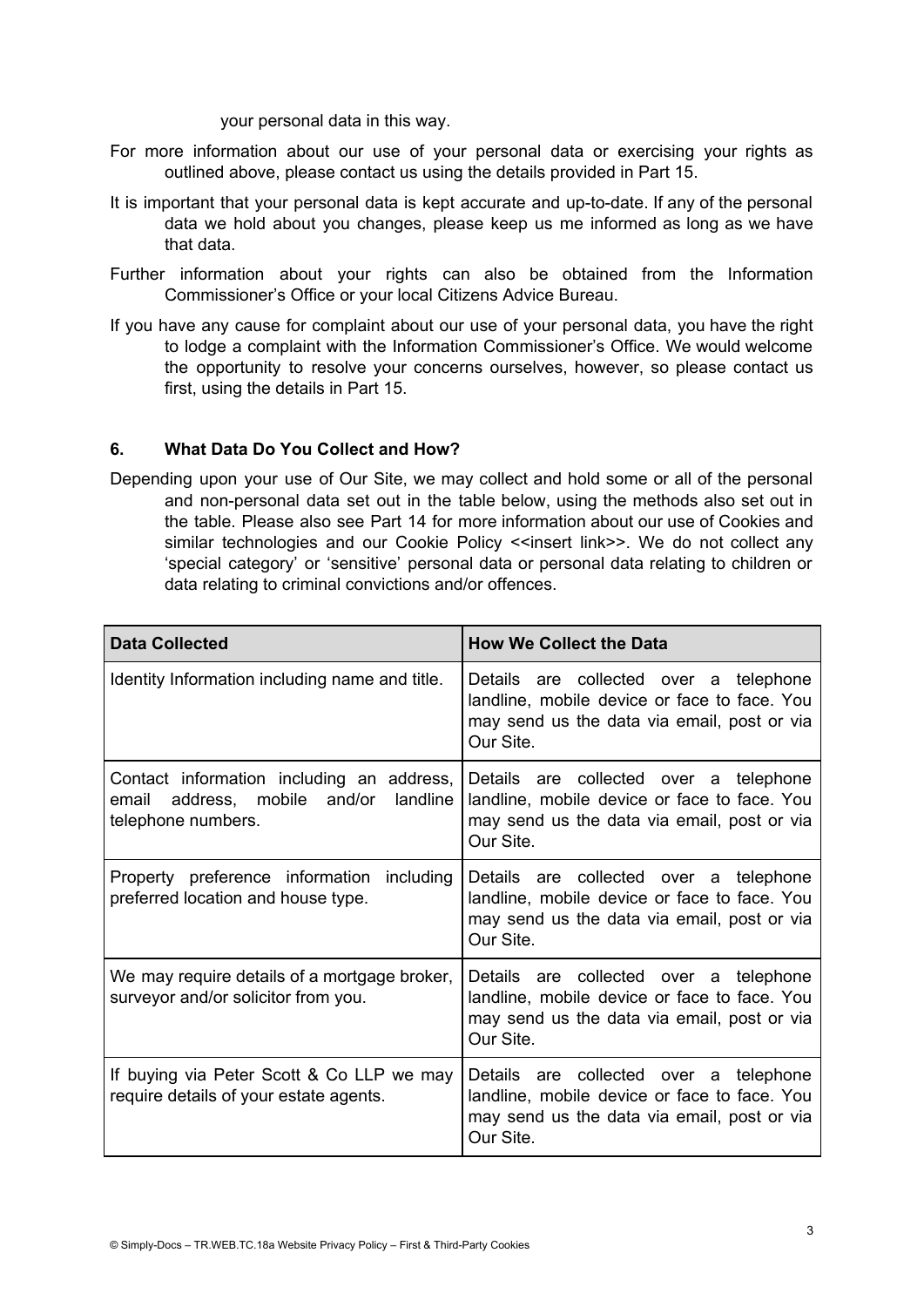your personal data in this way.

For more information about our use of your personal data or exercising your rights as outlined above, please contact us using the details provided in Part 15.

It is important that your personal data is kept accurate and up-to-date. If any of the personal data we hold about you changes, please keep us me informed as long as we have that data.

Further information about your rights can also be obtained from the Information Commissioner's Office or your local Citizens Advice Bureau.

If you have any cause for complaint about our use of your personal data, you have the right to lodge a complaint with the Information Commissioner's Office. We would welcome the opportunity to resolve your concerns ourselves, however, so please contact us first, using the details in Part 15.

## 6. What Data Do You Collect and How?

Depending upon your use of Our Site, we may collect and hold some or all of the personal and non-personal data set out in the table below, using the methods also set out in the table. Please also see Part 14 for more information about our use of Cookies and similar technologies and our Cookie Policy <<insert link>>. We do not collect any 'special category' or 'sensitive' personal data or personal data relating to children or data relating to criminal convictions and/or offences.

| Data Collected | How We Collect the Data |
|---|---|
| Identity Information including name and title. | Details are collected over a telephone landline, mobile device or face to face. You may send us the data via email, post or via Our Site. |
| Contact information including an address, email address, mobile and/or landline telephone numbers. | Details are collected over a telephone landline, mobile device or face to face. You may send us the data via email, post or via Our Site. |
| Property preference information including preferred location and house type. | Details are collected over a telephone landline, mobile device or face to face. You may send us the data via email, post or via Our Site. |
| We may require details of a mortgage broker, surveyor and/or solicitor from you. | Details are collected over a telephone landline, mobile device or face to face. You may send us the data via email, post or via Our Site. |
| If buying via Peter Scott & Co LLP we may require details of your estate agents. | Details are collected over a telephone landline, mobile device or face to face. You may send us the data via email, post or via Our Site. |

© Simply-Docs – TR.WEB.TC.18a Website Privacy Policy – First & Third-Party Cookies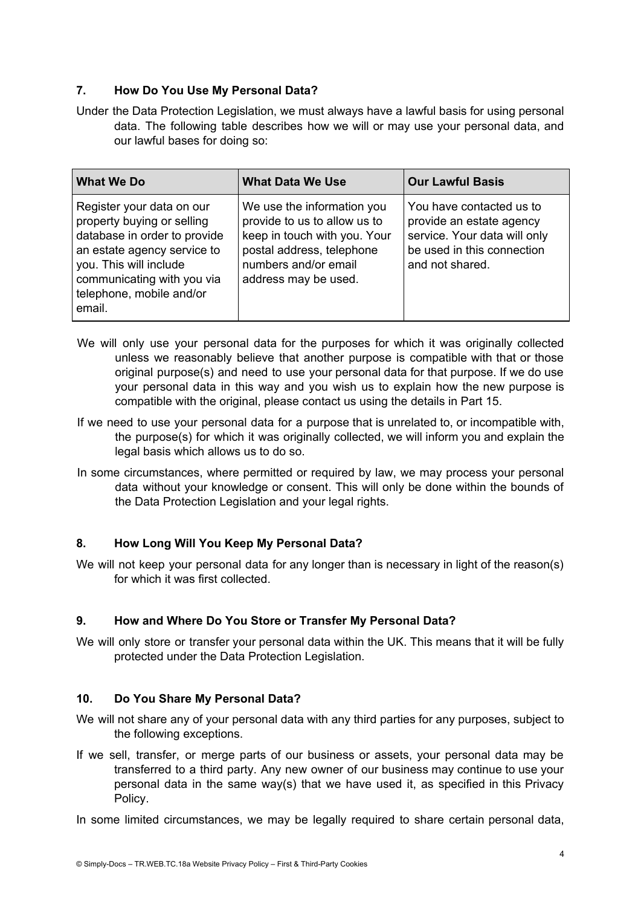## 7. How Do You Use My Personal Data?

Under the Data Protection Legislation, we must always have a lawful basis for using personal data. The following table describes how we will or may use your personal data, and our lawful bases for doing so:

| What We Do | What Data We Use | Our Lawful Basis |
|---|---|---|
| Register your data on our property buying or selling database in order to provide an estate agency service to you. This will include communicating with you via telephone, mobile and/or email. | We use the information you provide to us to allow us to keep in touch with you. Your postal address, telephone numbers and/or email address may be used. | You have contacted us to provide an estate agency service. Your data will only be used in this connection and not shared. |

We will only use your personal data for the purposes for which it was originally collected unless we reasonably believe that another purpose is compatible with that or those original purpose(s) and need to use your personal data for that purpose. If we do use your personal data in this way and you wish us to explain how the new purpose is compatible with the original, please contact us using the details in Part 15.

If we need to use your personal data for a purpose that is unrelated to, or incompatible with, the purpose(s) for which it was originally collected, we will inform you and explain the legal basis which allows us to do so.

In some circumstances, where permitted or required by law, we may process your personal data without your knowledge or consent. This will only be done within the bounds of the Data Protection Legislation and your legal rights.

## 8. How Long Will You Keep My Personal Data?

We will not keep your personal data for any longer than is necessary in light of the reason(s) for which it was first collected.

## 9. How and Where Do You Store or Transfer My Personal Data?

We will only store or transfer your personal data within the UK. This means that it will be fully protected under the Data Protection Legislation.

## 10. Do You Share My Personal Data?

We will not share any of your personal data with any third parties for any purposes, subject to the following exceptions.

If we sell, transfer, or merge parts of our business or assets, your personal data may be transferred to a third party. Any new owner of our business may continue to use your personal data in the same way(s) that we have used it, as specified in this Privacy Policy.

In some limited circumstances, we may be legally required to share certain personal data,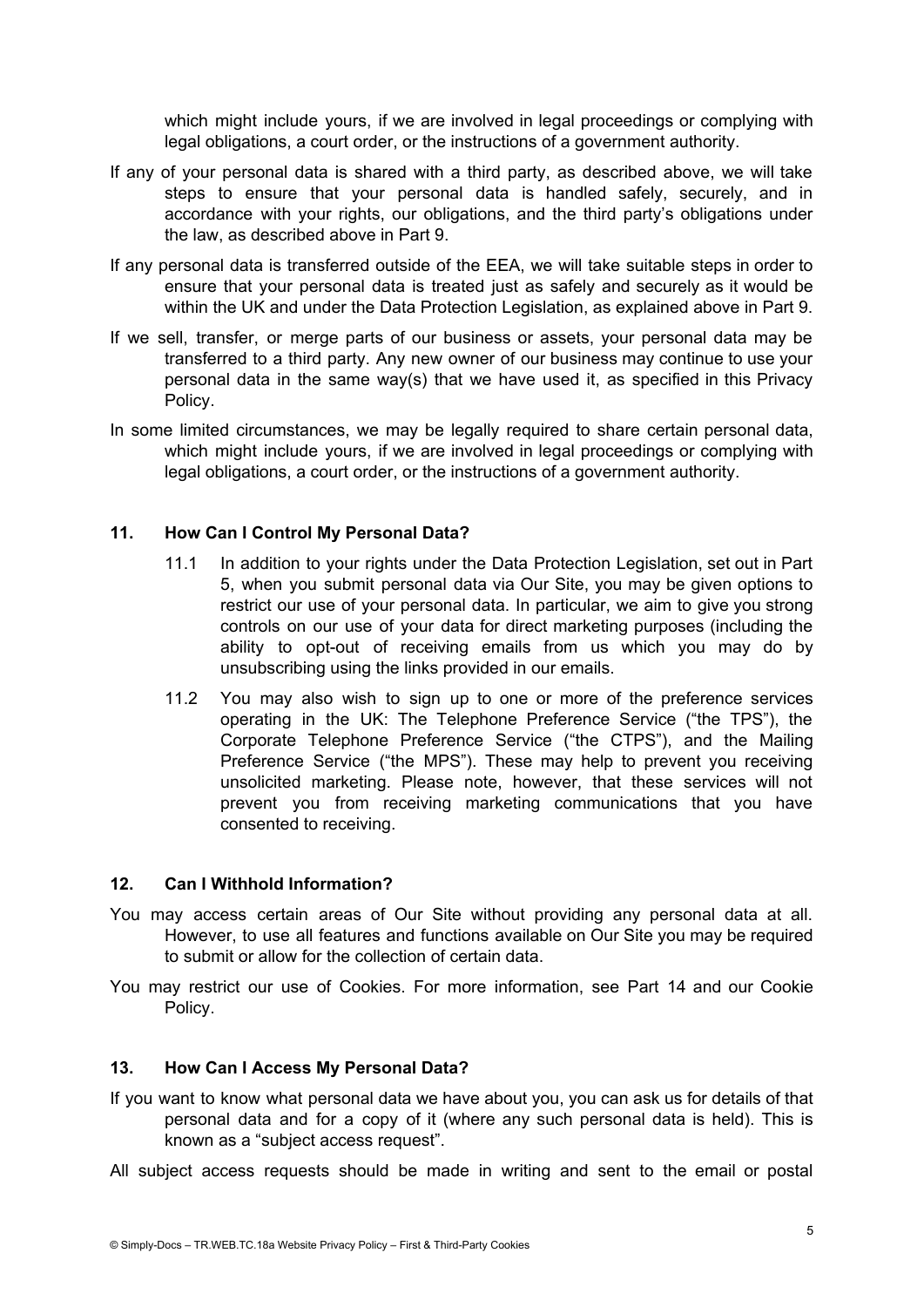which might include yours, if we are involved in legal proceedings or complying with legal obligations, a court order, or the instructions of a government authority.

If any of your personal data is shared with a third party, as described above, we will take steps to ensure that your personal data is handled safely, securely, and in accordance with your rights, our obligations, and the third party's obligations under the law, as described above in Part 9.

If any personal data is transferred outside of the EEA, we will take suitable steps in order to ensure that your personal data is treated just as safely and securely as it would be within the UK and under the Data Protection Legislation, as explained above in Part 9.

If we sell, transfer, or merge parts of our business or assets, your personal data may be transferred to a third party. Any new owner of our business may continue to use your personal data in the same way(s) that we have used it, as specified in this Privacy Policy.

In some limited circumstances, we may be legally required to share certain personal data, which might include yours, if we are involved in legal proceedings or complying with legal obligations, a court order, or the instructions of a government authority.

## 11. How Can I Control My Personal Data?

11.1 In addition to your rights under the Data Protection Legislation, set out in Part 5, when you submit personal data via Our Site, you may be given options to restrict our use of your personal data. In particular, we aim to give you strong controls on our use of your data for direct marketing purposes (including the ability to opt-out of receiving emails from us which you may do by unsubscribing using the links provided in our emails.

11.2 You may also wish to sign up to one or more of the preference services operating in the UK: The Telephone Preference Service ("the TPS"), the Corporate Telephone Preference Service ("the CTPS"), and the Mailing Preference Service ("the MPS"). These may help to prevent you receiving unsolicited marketing. Please note, however, that these services will not prevent you from receiving marketing communications that you have consented to receiving.

## 12. Can I Withhold Information?

You may access certain areas of Our Site without providing any personal data at all. However, to use all features and functions available on Our Site you may be required to submit or allow for the collection of certain data.

You may restrict our use of Cookies. For more information, see Part 14 and our Cookie Policy.

## 13. How Can I Access My Personal Data?

If you want to know what personal data we have about you, you can ask us for details of that personal data and for a copy of it (where any such personal data is held). This is known as a "subject access request".

All subject access requests should be made in writing and sent to the email or postal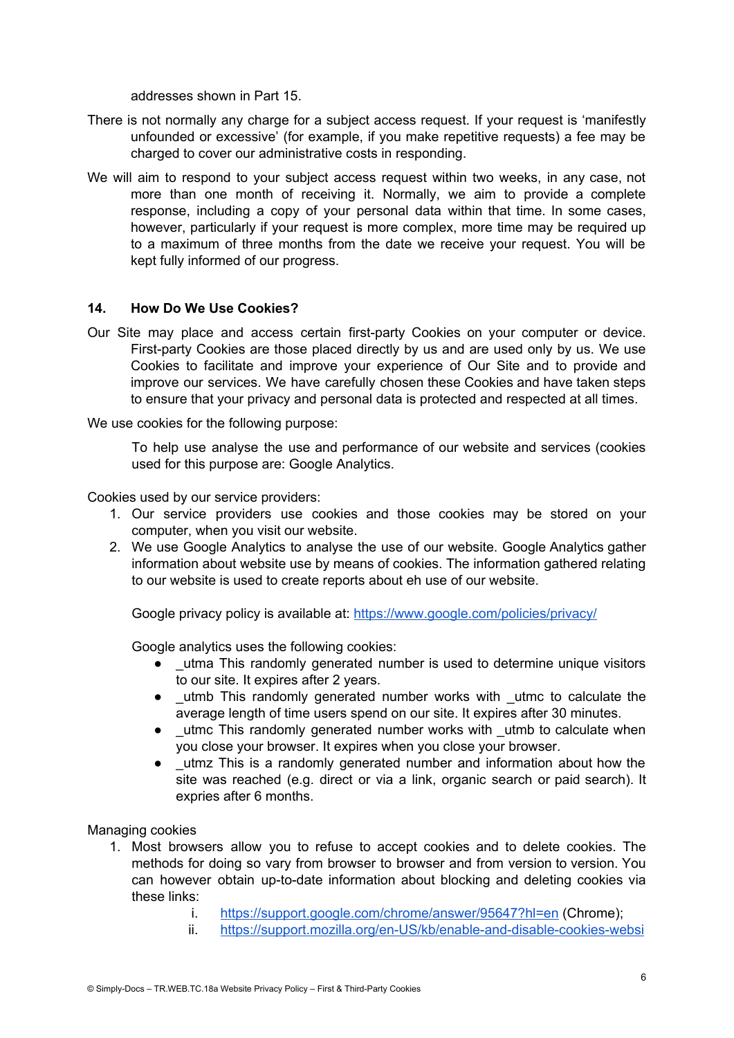addresses shown in Part 15.

There is not normally any charge for a subject access request. If your request is 'manifestly unfounded or excessive' (for example, if you make repetitive requests) a fee may be charged to cover our administrative costs in responding.

We will aim to respond to your subject access request within two weeks, in any case, not more than one month of receiving it. Normally, we aim to provide a complete response, including a copy of your personal data within that time. In some cases, however, particularly if your request is more complex, more time may be required up to a maximum of three months from the date we receive your request. You will be kept fully informed of our progress.

## 14. How Do We Use Cookies?

Our Site may place and access certain first-party Cookies on your computer or device. First-party Cookies are those placed directly by us and are used only by us. We use Cookies to facilitate and improve your experience of Our Site and to provide and improve our services. We have carefully chosen these Cookies and have taken steps to ensure that your privacy and personal data is protected and respected at all times.

We use cookies for the following purpose:

To help use analyse the use and performance of our website and services (cookies used for this purpose are: Google Analytics.

Cookies used by our service providers:

1. Our service providers use cookies and those cookies may be stored on your computer, when you visit our website.
2. We use Google Analytics to analyse the use of our website. Google Analytics gather information about website use by means of cookies. The information gathered relating to our website is used to create reports about eh use of our website.

   Google privacy policy is available at: [https://www.google.com/policies/privacy/](https://www.google.com/policies/privacy/)

   Google analytics uses the following cookies:

   - _utma This randomly generated number is used to determine unique visitors to our site. It expires after 2 years.
   - _utmb This randomly generated number works with _utmc to calculate the average length of time users spend on our site. It expires after 30 minutes.
   - _utmc This randomly generated number works with _utmb to calculate when you close your browser. It expires when you close your browser.
   - _utmz This is a randomly generated number and information about how the site was reached (e.g. direct or via a link, organic search or paid search). It expries after 6 months.

Managing cookies

1. Most browsers allow you to refuse to accept cookies and to delete cookies. The methods for doing so vary from browser to browser and from version to version. You can however obtain up-to-date information about blocking and deleting cookies via these links:
   i. [https://support.google.com/chrome/answer/95647?hl=en](https://support.google.com/chrome/answer/95647?hl=en) (Chrome);
   ii. [https://support.mozilla.org/en-US/kb/enable-and-disable-cookies-websi](https://support.mozilla.org/en-US/kb/enable-and-disable-cookies-websi)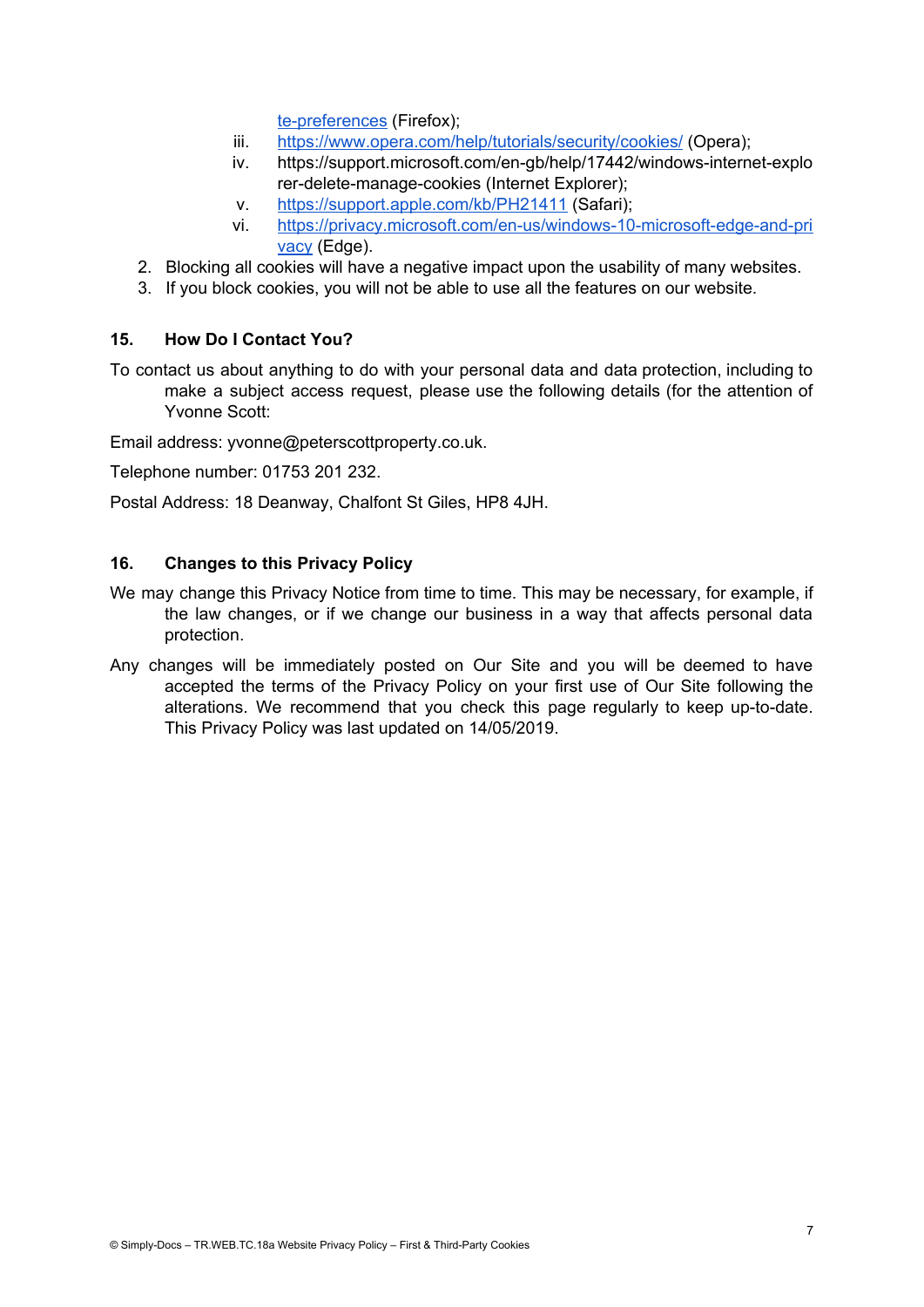te-preferences (Firefox);

iii. https://www.opera.com/help/tutorials/security/cookies/ (Opera);

iv. https://support.microsoft.com/en-gb/help/17442/windows-internet-explorer-delete-manage-cookies (Internet Explorer);

v. https://support.apple.com/kb/PH21411 (Safari);

vi. https://privacy.microsoft.com/en-us/windows-10-microsoft-edge-and-privacy (Edge).

2. Blocking all cookies will have a negative impact upon the usability of many websites.
3. If you block cookies, you will not be able to use all the features on our website.

### 15. How Do I Contact You?

To contact us about anything to do with your personal data and data protection, including to make a subject access request, please use the following details (for the attention of Yvonne Scott:

Email address: yvonne@peterscottproperty.co.uk.

Telephone number: 01753 201 232.

Postal Address: 18 Deanway, Chalfont St Giles, HP8 4JH.

### 16. Changes to this Privacy Policy

We may change this Privacy Notice from time to time. This may be necessary, for example, if the law changes, or if we change our business in a way that affects personal data protection.

Any changes will be immediately posted on Our Site and you will be deemed to have accepted the terms of the Privacy Policy on your first use of Our Site following the alterations. We recommend that you check this page regularly to keep up-to-date. This Privacy Policy was last updated on 14/05/2019.